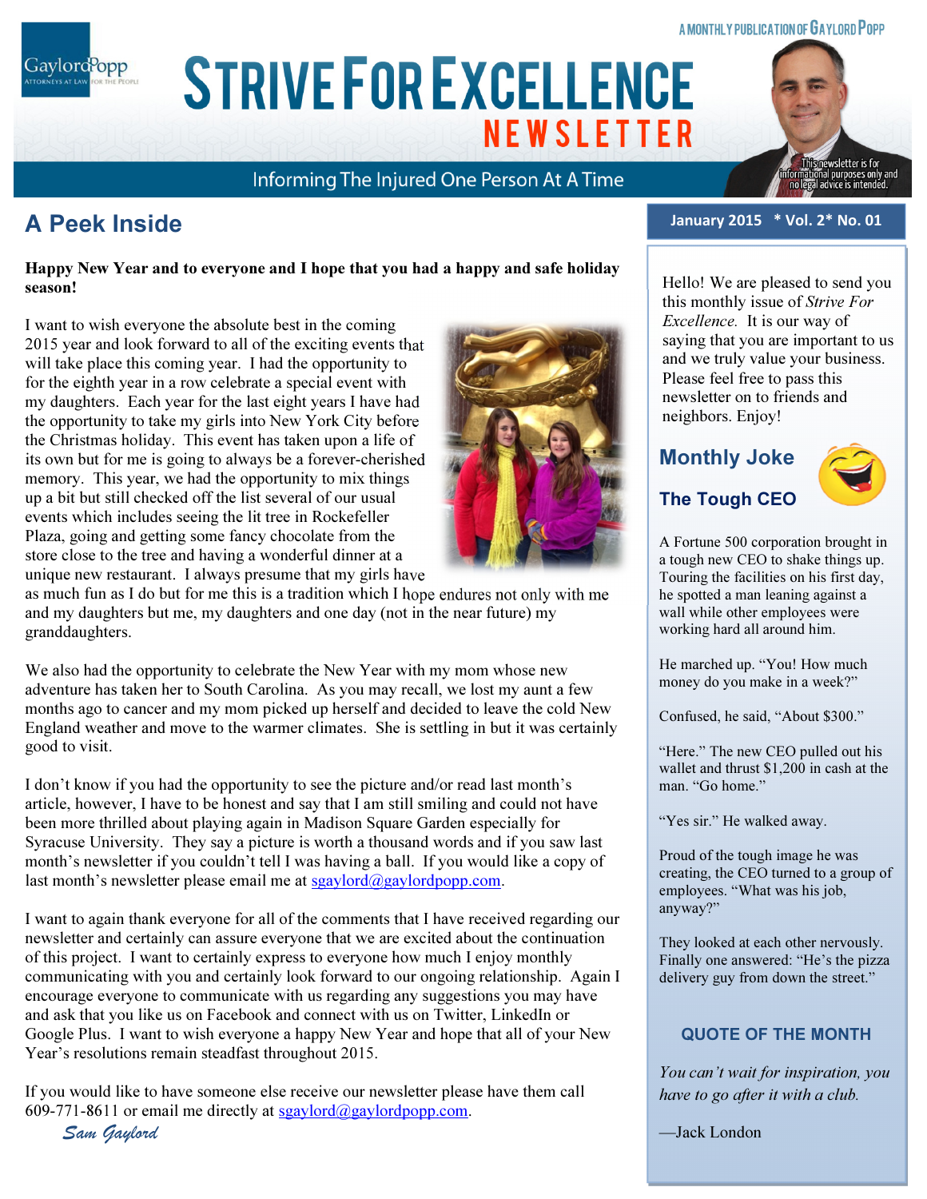A MONTHLY PUBLICATION OF GAYLORD POPP

# STRIVE FOR EXCELLENCE NEWSLETTER

Informing The Injured One Person At A Time

This newsletter is for informational purposes only and no legal advice is intended.

January 2015 * Vol. 2* No. 01

## A Peek Inside

**Happy New Year and to everyone and I hope that you had a happy and safe holiday season!**

I want to wish everyone the absolute best in the coming 2015 year and look forward to all of the exciting events that will take place this coming year. I had the opportunity to for the eighth year in a row celebrate a special event with my daughters. Each year for the last eight years I have had the opportunity to take my girls into New York City before the Christmas holiday. This event has taken upon a life of its own but for me is going to always be a forever-cherished memory. This year, we had the opportunity to mix things up a bit but still checked off the list several of our usual events which includes seeing the lit tree in Rockefeller Plaza, going and getting some fancy chocolate from the store close to the tree and having a wonderful dinner at a unique new restaurant. I always presume that my girls have as much fun as I do but for me this is a tradition which I hope endures not only with me and my daughters but me, my daughters and one day (not in the near future) my granddaughters.

We also had the opportunity to celebrate the New Year with my mom whose new adventure has taken her to South Carolina. As you may recall, we lost my aunt a few months ago to cancer and my mom picked up herself and decided to leave the cold New England weather and move to the warmer climates. She is settling in but it was certainly good to visit.

I don't know if you had the opportunity to see the picture and/or read last month's article, however, I have to be honest and say that I am still smiling and could not have been more thrilled about playing again in Madison Square Garden especially for Syracuse University. They say a picture is worth a thousand words and if you saw last month's newsletter if you couldn't tell I was having a ball. If you would like a copy of last month's newsletter please email me at sgaylord@gaylordpopp.com.

I want to again thank everyone for all of the comments that I have received regarding our newsletter and certainly can assure everyone that we are excited about the continuation of this project. I want to certainly express to everyone how much I enjoy monthly communicating with you and certainly look forward to our ongoing relationship. Again I encourage everyone to communicate with us regarding any suggestions you may have and ask that you like us on Facebook and connect with us on Twitter, LinkedIn or Google Plus. I want to wish everyone a happy New Year and hope that all of your New Year's resolutions remain steadfast throughout 2015.

If you would like to have someone else receive our newsletter please have them call 609-771-8611 or email me directly at sgaylord@gaylordpopp.com.

*Sam Gaylord*

---

Hello! We are pleased to send you this monthly issue of *Strive For Excellence.* It is our way of saying that you are important to us and we truly value your business. Please feel free to pass this newsletter on to friends and neighbors. Enjoy!

## Monthly Joke

### The Tough CEO

A Fortune 500 corporation brought in a tough new CEO to shake things up. Touring the facilities on his first day, he spotted a man leaning against a wall while other employees were working hard all around him.

He marched up. "You! How much money do you make in a week?"

Confused, he said, "About $300."

"Here." The new CEO pulled out his wallet and thrust $1,200 in cash at the man. "Go home."

"Yes sir." He walked away.

Proud of the tough image he was creating, the CEO turned to a group of employees. "What was his job, anyway?"

They looked at each other nervously. Finally one answered: "He's the pizza delivery guy from down the street."

### QUOTE OF THE MONTH

*You can't wait for inspiration, you have to go after it with a club.*

—Jack London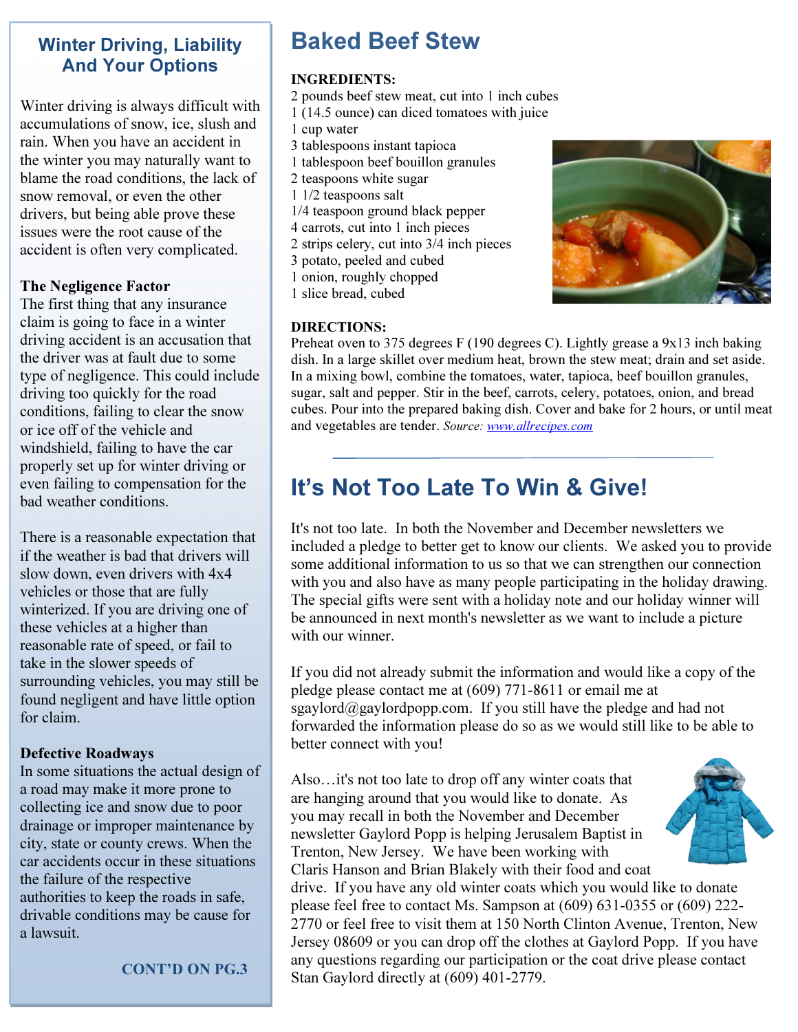## Winter Driving, Liability And Your Options

Winter driving is always difficult with accumulations of snow, ice, slush and rain. When you have an accident in the winter you may naturally want to blame the road conditions, the lack of snow removal, or even the other drivers, but being able prove these issues were the root cause of the accident is often very complicated.

**The Negligence Factor**

The first thing that any insurance claim is going to face in a winter driving accident is an accusation that the driver was at fault due to some type of negligence. This could include driving too quickly for the road conditions, failing to clear the snow or ice off of the vehicle and windshield, failing to have the car properly set up for winter driving or even failing to compensation for the bad weather conditions.

There is a reasonable expectation that if the weather is bad that drivers will slow down, even drivers with 4x4 vehicles or those that are fully winterized. If you are driving one of these vehicles at a higher than reasonable rate of speed, or fail to take in the slower speeds of surrounding vehicles, you may still be found negligent and have little option for claim.

**Defective Roadways**

In some situations the actual design of a road may make it more prone to collecting ice and snow due to poor drainage or improper maintenance by city, state or county crews. When the car accidents occur in these situations the failure of the respective authorities to keep the roads in safe, drivable conditions may be cause for a lawsuit.

**CONT'D ON PG.3**

## Baked Beef Stew

**INGREDIENTS:**

2 pounds beef stew meat, cut into 1 inch cubes
1 (14.5 ounce) can diced tomatoes with juice
1 cup water
3 tablespoons instant tapioca
1 tablespoon beef bouillon granules
2 teaspoons white sugar
1 1/2 teaspoons salt
1/4 teaspoon ground black pepper
4 carrots, cut into 1 inch pieces
2 strips celery, cut into 3/4 inch pieces
3 potato, peeled and cubed
1 onion, roughly chopped
1 slice bread, cubed

**DIRECTIONS:**

Preheat oven to 375 degrees F (190 degrees C). Lightly grease a 9x13 inch baking dish. In a large skillet over medium heat, brown the stew meat; drain and set aside. In a mixing bowl, combine the tomatoes, water, tapioca, beef bouillon granules, sugar, salt and pepper. Stir in the beef, carrots, celery, potatoes, onion, and bread cubes. Pour into the prepared baking dish. Cover and bake for 2 hours, or until meat and vegetables are tender. *Source: www.allrecipes.com*

## It's Not Too Late To Win & Give!

It's not too late. In both the November and December newsletters we included a pledge to better get to know our clients. We asked you to provide some additional information to us so that we can strengthen our connection with you and also have as many people participating in the holiday drawing. The special gifts were sent with a holiday note and our holiday winner will be announced in next month's newsletter as we want to include a picture with our winner.

If you did not already submit the information and would like a copy of the pledge please contact me at (609) 771-8611 or email me at sgaylord@gaylordpopp.com. If you still have the pledge and had not forwarded the information please do so as we would still like to be able to better connect with you!

Also…it's not too late to drop off any winter coats that are hanging around that you would like to donate. As you may recall in both the November and December newsletter Gaylord Popp is helping Jerusalem Baptist in Trenton, New Jersey. We have been working with Claris Hanson and Brian Blakely with their food and coat drive. If you have any old winter coats which you would like to donate please feel free to contact Ms. Sampson at (609) 631-0355 or (609) 222-2770 or feel free to visit them at 150 North Clinton Avenue, Trenton, New Jersey 08609 or you can drop off the clothes at Gaylord Popp. If you have any questions regarding our participation or the coat drive please contact Stan Gaylord directly at (609) 401-2779.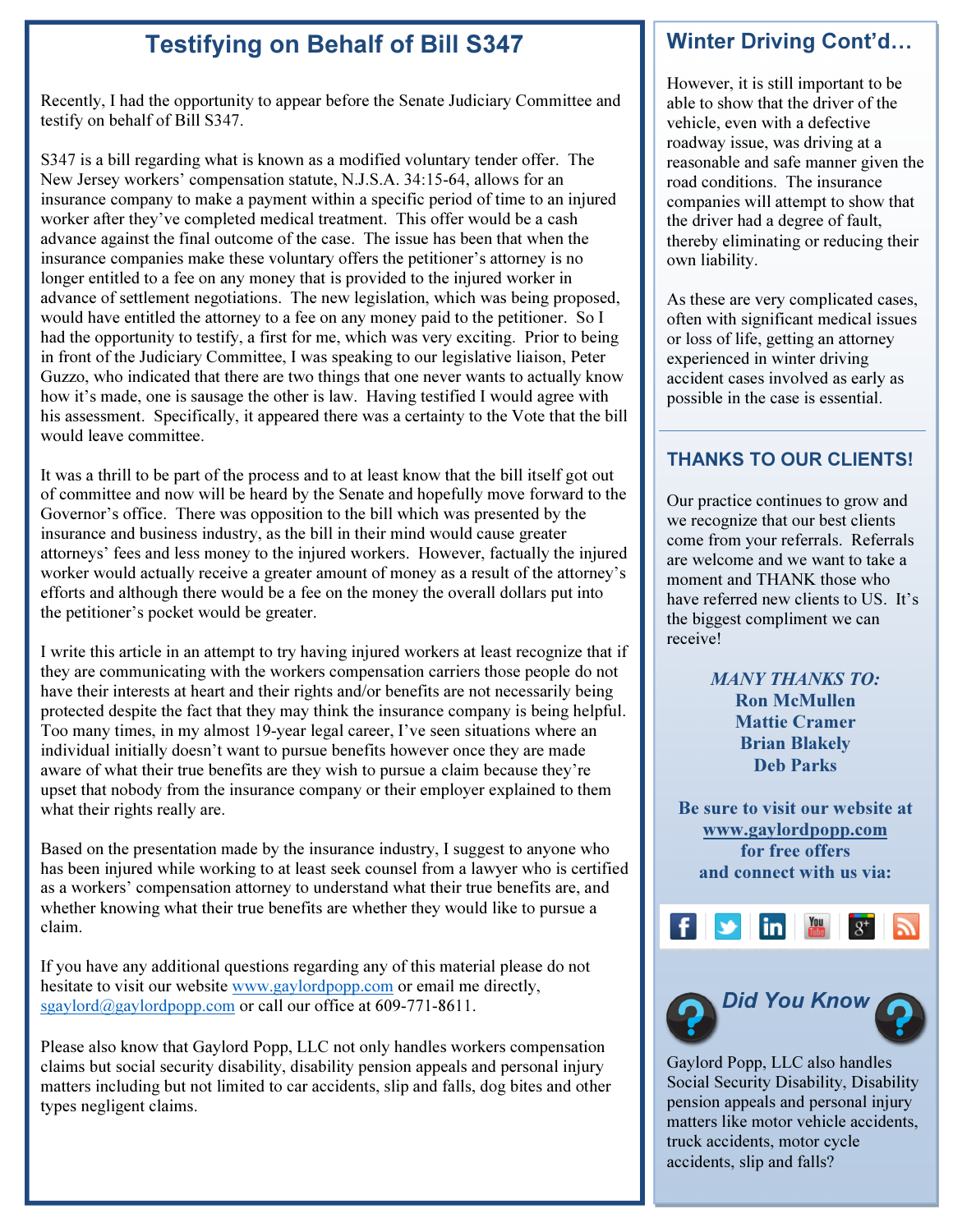# Testifying on Behalf of Bill S347

Recently, I had the opportunity to appear before the Senate Judiciary Committee and testify on behalf of Bill S347.

S347 is a bill regarding what is known as a modified voluntary tender offer. The New Jersey workers' compensation statute, N.J.S.A. 34:15-64, allows for an insurance company to make a payment within a specific period of time to an injured worker after they've completed medical treatment. This offer would be a cash advance against the final outcome of the case. The issue has been that when the insurance companies make these voluntary offers the petitioner's attorney is no longer entitled to a fee on any money that is provided to the injured worker in advance of settlement negotiations. The new legislation, which was being proposed, would have entitled the attorney to a fee on any money paid to the petitioner. So I had the opportunity to testify, a first for me, which was very exciting. Prior to being in front of the Judiciary Committee, I was speaking to our legislative liaison, Peter Guzzo, who indicated that there are two things that one never wants to actually know how it's made, one is sausage the other is law. Having testified I would agree with his assessment. Specifically, it appeared there was a certainty to the Vote that the bill would leave committee.

It was a thrill to be part of the process and to at least know that the bill itself got out of committee and now will be heard by the Senate and hopefully move forward to the Governor's office. There was opposition to the bill which was presented by the insurance and business industry, as the bill in their mind would cause greater attorneys' fees and less money to the injured workers. However, factually the injured worker would actually receive a greater amount of money as a result of the attorney's efforts and although there would be a fee on the money the overall dollars put into the petitioner's pocket would be greater.

I write this article in an attempt to try having injured workers at least recognize that if they are communicating with the workers compensation carriers those people do not have their interests at heart and their rights and/or benefits are not necessarily being protected despite the fact that they may think the insurance company is being helpful. Too many times, in my almost 19-year legal career, I've seen situations where an individual initially doesn't want to pursue benefits however once they are made aware of what their true benefits are they wish to pursue a claim because they're upset that nobody from the insurance company or their employer explained to them what their rights really are.

Based on the presentation made by the insurance industry, I suggest to anyone who has been injured while working to at least seek counsel from a lawyer who is certified as a workers' compensation attorney to understand what their true benefits are, and whether knowing what their true benefits are whether they would like to pursue a claim.

If you have any additional questions regarding any of this material please do not hesitate to visit our website www.gaylordpopp.com or email me directly, sgaylord@gaylordpopp.com or call our office at 609-771-8611.

Please also know that Gaylord Popp, LLC not only handles workers compensation claims but social security disability, disability pension appeals and personal injury matters including but not limited to car accidents, slip and falls, dog bites and other types negligent claims.

## Winter Driving Cont'd…

However, it is still important to be able to show that the driver of the vehicle, even with a defective roadway issue, was driving at a reasonable and safe manner given the road conditions. The insurance companies will attempt to show that the driver had a degree of fault, thereby eliminating or reducing their own liability.

As these are very complicated cases, often with significant medical issues or loss of life, getting an attorney experienced in winter driving accident cases involved as early as possible in the case is essential.

## THANKS TO OUR CLIENTS!

Our practice continues to grow and we recognize that our best clients come from your referrals. Referrals are welcome and we want to take a moment and THANK those who have referred new clients to US. It's the biggest compliment we can receive!

***MANY THANKS TO:***

**Ron McMullen**
**Mattie Cramer**
**Brian Blakely**
**Deb Parks**

**Be sure to visit our website at www.gaylordpopp.com for free offers and connect with us via:**

## Did You Know

Gaylord Popp, LLC also handles Social Security Disability, Disability pension appeals and personal injury matters like motor vehicle accidents, truck accidents, motor cycle accidents, slip and falls?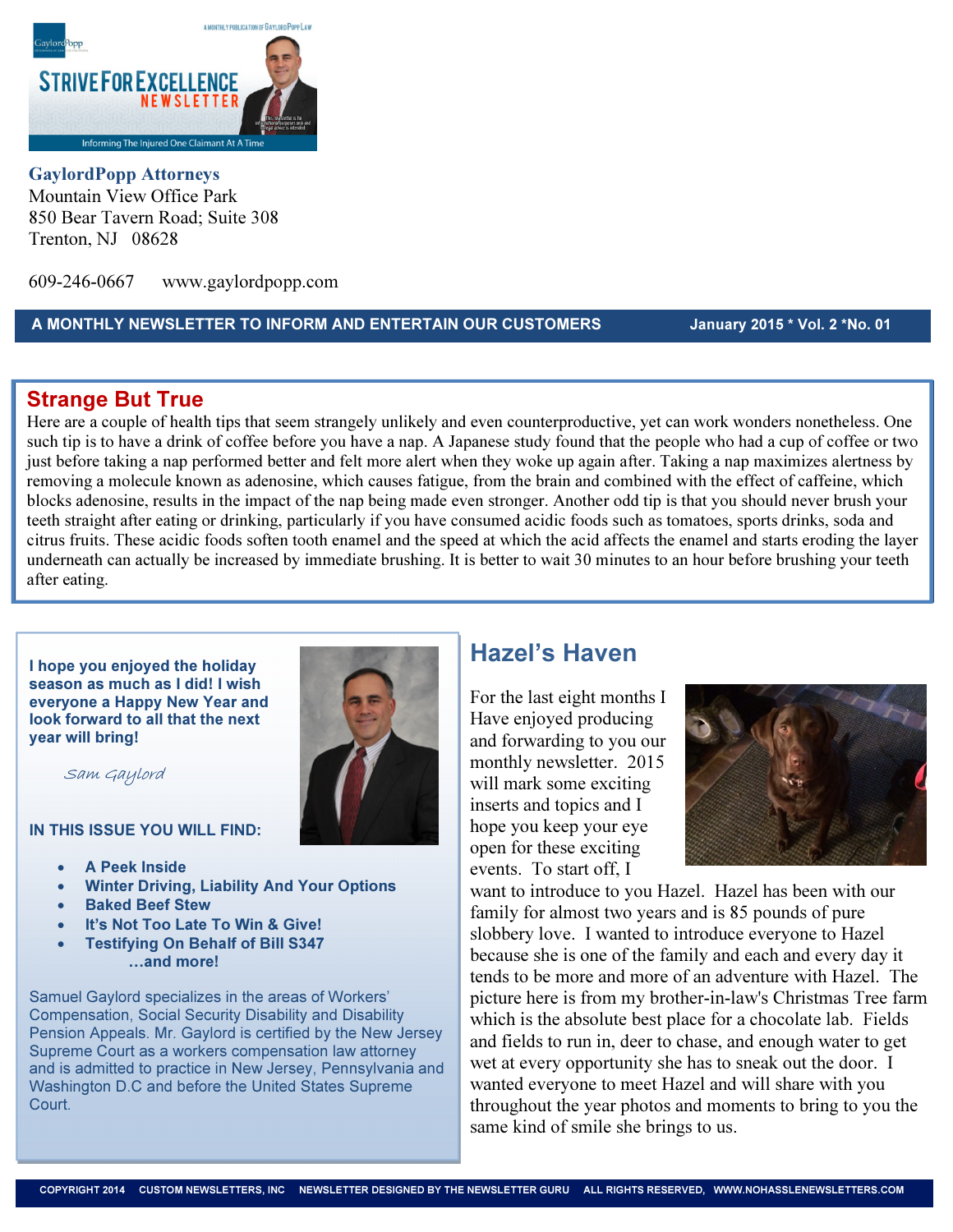GaylordPopp

A MONTHLY PUBLICATION OF GAYLORDPOPP LAW

# STRIVE FOR EXCELLENCE NEWSLETTER

Informing The Injured One Claimant At A Time

**GaylordPopp Attorneys**
Mountain View Office Park
850 Bear Tavern Road; Suite 308
Trenton, NJ 08628

609-246-0667 www.gaylordpopp.com

**A MONTHLY NEWSLETTER TO INFORM AND ENTERTAIN OUR CUSTOMERS** **January 2015 * Vol. 2 *No. 01**

## Strange But True

Here are a couple of health tips that seem strangely unlikely and even counterproductive, yet can work wonders nonetheless. One such tip is to have a drink of coffee before you have a nap. A Japanese study found that the people who had a cup of coffee or two just before taking a nap performed better and felt more alert when they woke up again after. Taking a nap maximizes alertness by removing a molecule known as adenosine, which causes fatigue, from the brain and combined with the effect of caffeine, which blocks adenosine, results in the impact of the nap being made even stronger. Another odd tip is that you should never brush your teeth straight after eating or drinking, particularly if you have consumed acidic foods such as tomatoes, sports drinks, soda and citrus fruits. These acidic foods soften tooth enamel and the speed at which the acid affects the enamel and starts eroding the layer underneath can actually be increased by immediate brushing. It is better to wait 30 minutes to an hour before brushing your teeth after eating.

**I hope you enjoyed the holiday season as much as I did! I wish everyone a Happy New Year and look forward to all that the next year will bring!**

*Sam Gaylord*

**IN THIS ISSUE YOU WILL FIND:**

- **A Peek Inside**
- **Winter Driving, Liability And Your Options**
- **Baked Beef Stew**
- **It's Not Too Late To Win & Give!**
- **Testifying On Behalf of Bill S347**

**…and more!**

Samuel Gaylord specializes in the areas of Workers' Compensation, Social Security Disability and Disability Pension Appeals. Mr. Gaylord is certified by the New Jersey Supreme Court as a workers compensation law attorney and is admitted to practice in New Jersey, Pennsylvania and Washington D.C and before the United States Supreme Court.

## Hazel's Haven

For the last eight months I Have enjoyed producing and forwarding to you our monthly newsletter. 2015 will mark some exciting inserts and topics and I hope you keep your eye open for these exciting events. To start off, I want to introduce to you Hazel. Hazel has been with our family for almost two years and is 85 pounds of pure slobbery love. I wanted to introduce everyone to Hazel because she is one of the family and each and every day it tends to be more and more of an adventure with Hazel. The picture here is from my brother-in-law's Christmas Tree farm which is the absolute best place for a chocolate lab. Fields and fields to run in, deer to chase, and enough water to get wet at every opportunity she has to sneak out the door. I wanted everyone to meet Hazel and will share with you throughout the year photos and moments to bring to you the same kind of smile she brings to us.

COPYRIGHT 2014 CUSTOM NEWSLETTERS, INC NEWSLETTER DESIGNED BY THE NEWSLETTER GURU ALL RIGHTS RESERVED, WWW.NOHASSLENEWSLETTERS.COM